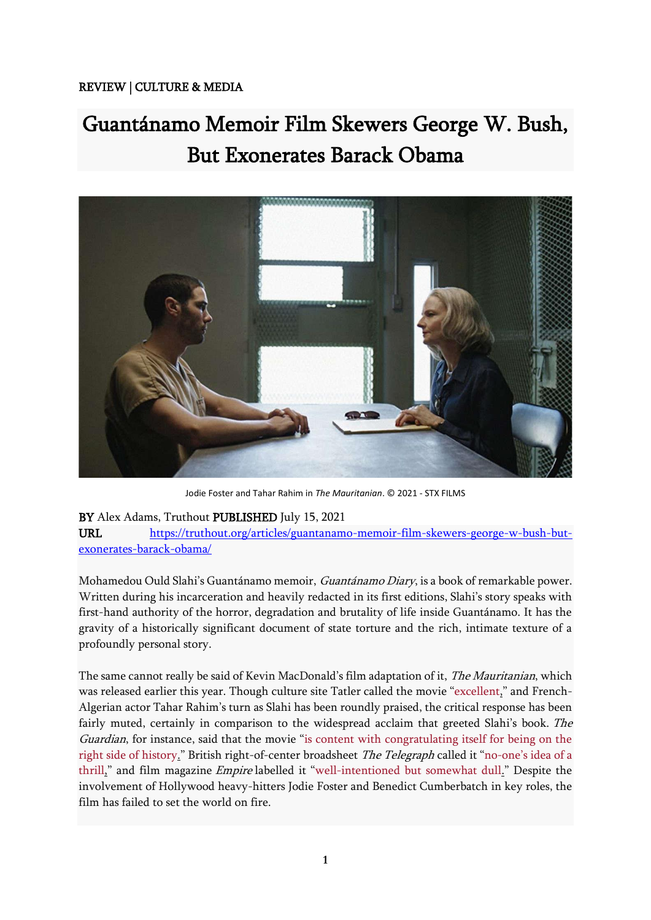REVIEW | CULTURE & MEDIA

# Guantánamo Memoir Film Skewers George W. Bush, But Exonerates Barack Obama

Jodie Foster and Tahar Rahim in *The Mauritanian*. © 2021 - STX FILMS

**BY** Alex Adams, Truthout **PUBLISHED** July 15, 2021
**URL** https://truthout.org/articles/guantanamo-memoir-film-skewers-george-w-bush-but-exonerates-barack-obama/

Mohamedou Ould Slahi's Guantánamo memoir, *Guantánamo Diary*, is a book of remarkable power. Written during his incarceration and heavily redacted in its first editions, Slahi's story speaks with first-hand authority of the horror, degradation and brutality of life inside Guantánamo. It has the gravity of a historically significant document of state torture and the rich, intimate texture of a profoundly personal story.

The same cannot really be said of Kevin MacDonald's film adaptation of it, *The Mauritanian*, which was released earlier this year. Though culture site Tatler called the movie "excellent," and French-Algerian actor Tahar Rahim's turn as Slahi has been roundly praised, the critical response has been fairly muted, certainly in comparison to the widespread acclaim that greeted Slahi's book. *The Guardian*, for instance, said that the movie "is content with congratulating itself for being on the right side of history." British right-of-center broadsheet *The Telegraph* called it "no-one's idea of a thrill," and film magazine *Empire* labelled it "well-intentioned but somewhat dull." Despite the involvement of Hollywood heavy-hitters Jodie Foster and Benedict Cumberbatch in key roles, the film has failed to set the world on fire.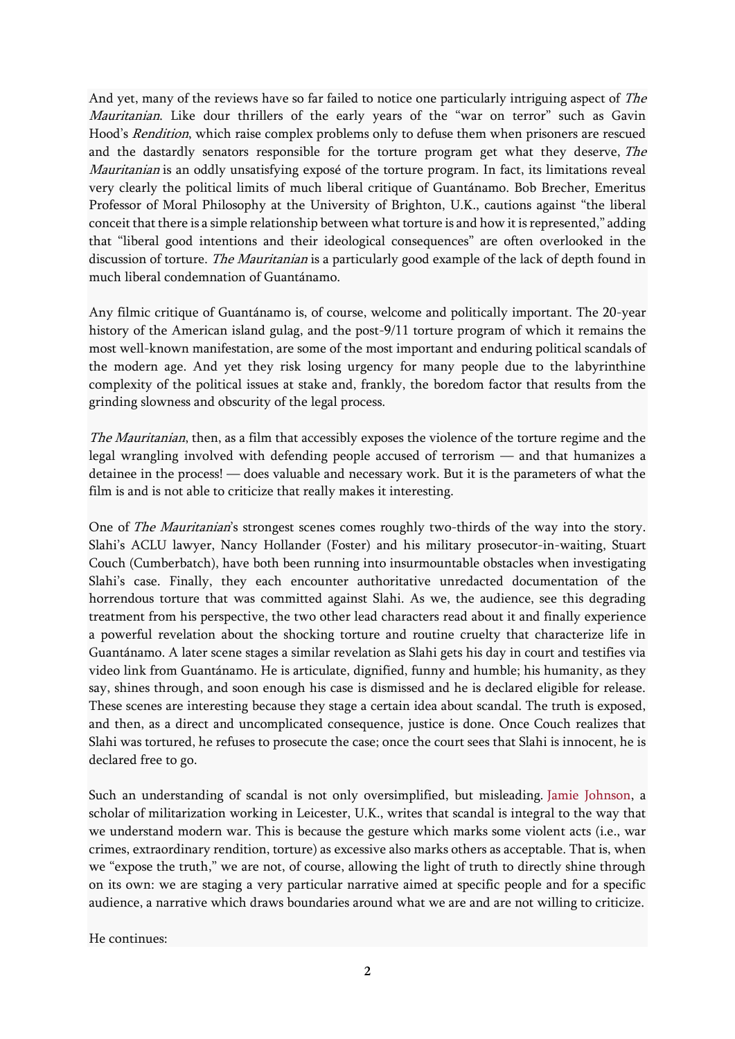And yet, many of the reviews have so far failed to notice one particularly intriguing aspect of *The Mauritanian*. Like dour thrillers of the early years of the "war on terror" such as Gavin Hood's *Rendition*, which raise complex problems only to defuse them when prisoners are rescued and the dastardly senators responsible for the torture program get what they deserve, *The Mauritanian* is an oddly unsatisfying exposé of the torture program. In fact, its limitations reveal very clearly the political limits of much liberal critique of Guantánamo. Bob Brecher, Emeritus Professor of Moral Philosophy at the University of Brighton, U.K., cautions against "the liberal conceit that there is a simple relationship between what torture is and how it is represented," adding that "liberal good intentions and their ideological consequences" are often overlooked in the discussion of torture. *The Mauritanian* is a particularly good example of the lack of depth found in much liberal condemnation of Guantánamo.

Any filmic critique of Guantánamo is, of course, welcome and politically important. The 20-year history of the American island gulag, and the post-9/11 torture program of which it remains the most well-known manifestation, are some of the most important and enduring political scandals of the modern age. And yet they risk losing urgency for many people due to the labyrinthine complexity of the political issues at stake and, frankly, the boredom factor that results from the grinding slowness and obscurity of the legal process.

*The Mauritanian*, then, as a film that accessibly exposes the violence of the torture regime and the legal wrangling involved with defending people accused of terrorism — and that humanizes a detainee in the process! — does valuable and necessary work. But it is the parameters of what the film is and is not able to criticize that really makes it interesting.

One of *The Mauritanian*'s strongest scenes comes roughly two-thirds of the way into the story. Slahi's ACLU lawyer, Nancy Hollander (Foster) and his military prosecutor-in-waiting, Stuart Couch (Cumberbatch), have both been running into insurmountable obstacles when investigating Slahi's case. Finally, they each encounter authoritative unredacted documentation of the horrendous torture that was committed against Slahi. As we, the audience, see this degrading treatment from his perspective, the two other lead characters read about it and finally experience a powerful revelation about the shocking torture and routine cruelty that characterize life in Guantánamo. A later scene stages a similar revelation as Slahi gets his day in court and testifies via video link from Guantánamo. He is articulate, dignified, funny and humble; his humanity, as they say, shines through, and soon enough his case is dismissed and he is declared eligible for release. These scenes are interesting because they stage a certain idea about scandal. The truth is exposed, and then, as a direct and uncomplicated consequence, justice is done. Once Couch realizes that Slahi was tortured, he refuses to prosecute the case; once the court sees that Slahi is innocent, he is declared free to go.

Such an understanding of scandal is not only oversimplified, but misleading. Jamie Johnson, a scholar of militarization working in Leicester, U.K., writes that scandal is integral to the way that we understand modern war. This is because the gesture which marks some violent acts (i.e., war crimes, extraordinary rendition, torture) as excessive also marks others as acceptable. That is, when we "expose the truth," we are not, of course, allowing the light of truth to directly shine through on its own: we are staging a very particular narrative aimed at specific people and for a specific audience, a narrative which draws boundaries around what we are and are not willing to criticize.

He continues: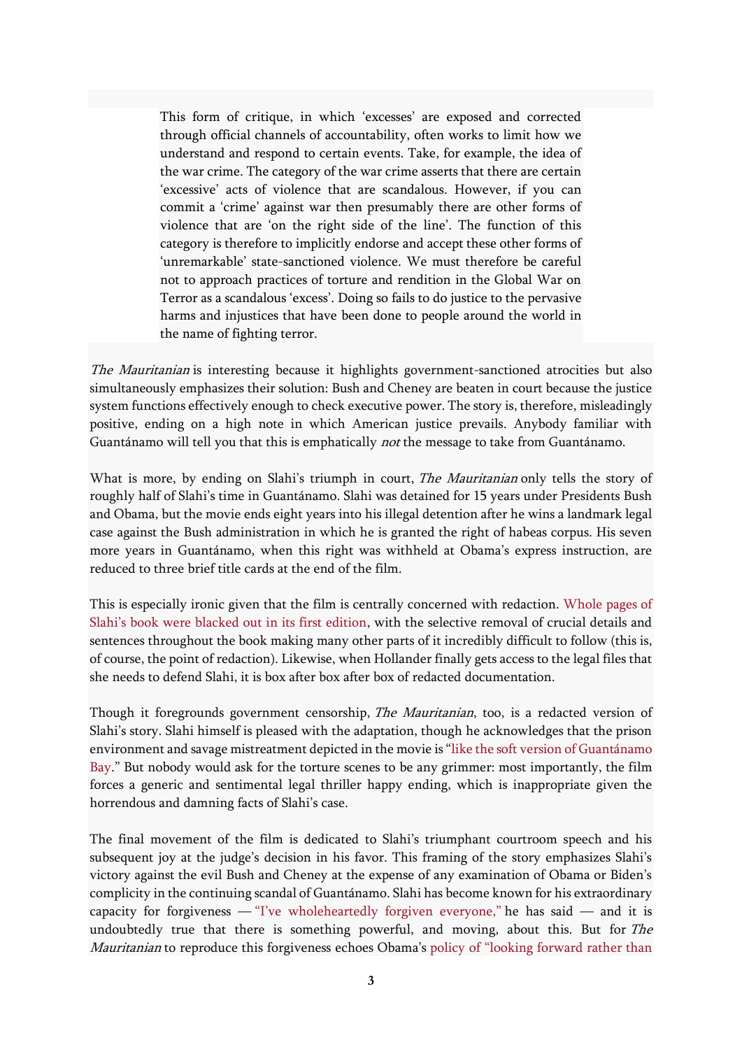> This form of critique, in which 'excesses' are exposed and corrected through official channels of accountability, often works to limit how we understand and respond to certain events. Take, for example, the idea of the war crime. The category of the war crime asserts that there are certain 'excessive' acts of violence that are scandalous. However, if you can commit a 'crime' against war then presumably there are other forms of violence that are 'on the right side of the line'. The function of this category is therefore to implicitly endorse and accept these other forms of 'unremarkable' state-sanctioned violence. We must therefore be careful not to approach practices of torture and rendition in the Global War on Terror as a scandalous 'excess'. Doing so fails to do justice to the pervasive harms and injustices that have been done to people around the world in the name of fighting terror.

*The Mauritanian* is interesting because it highlights government-sanctioned atrocities but also simultaneously emphasizes their solution: Bush and Cheney are beaten in court because the justice system functions effectively enough to check executive power. The story is, therefore, misleadingly positive, ending on a high note in which American justice prevails. Anybody familiar with Guantánamo will tell you that this is emphatically *not* the message to take from Guantánamo.

What is more, by ending on Slahi's triumph in court, *The Mauritanian* only tells the story of roughly half of Slahi's time in Guantánamo. Slahi was detained for 15 years under Presidents Bush and Obama, but the movie ends eight years into his illegal detention after he wins a landmark legal case against the Bush administration in which he is granted the right of habeas corpus. His seven more years in Guantánamo, when this right was withheld at Obama's express instruction, are reduced to three brief title cards at the end of the film.

This is especially ironic given that the film is centrally concerned with redaction. Whole pages of Slahi's book were blacked out in its first edition, with the selective removal of crucial details and sentences throughout the book making many other parts of it incredibly difficult to follow (this is, of course, the point of redaction). Likewise, when Hollander finally gets access to the legal files that she needs to defend Slahi, it is box after box after box of redacted documentation.

Though it foregrounds government censorship, *The Mauritanian*, too, is a redacted version of Slahi's story. Slahi himself is pleased with the adaptation, though he acknowledges that the prison environment and savage mistreatment depicted in the movie is "like the soft version of Guantánamo Bay." But nobody would ask for the torture scenes to be any grimmer: most importantly, the film forces a generic and sentimental legal thriller happy ending, which is inappropriate given the horrendous and damning facts of Slahi's case.

The final movement of the film is dedicated to Slahi's triumphant courtroom speech and his subsequent joy at the judge's decision in his favor. This framing of the story emphasizes Slahi's victory against the evil Bush and Cheney at the expense of any examination of Obama or Biden's complicity in the continuing scandal of Guantánamo. Slahi has become known for his extraordinary capacity for forgiveness — "I've wholeheartedly forgiven everyone," he has said — and it is undoubtedly true that there is something powerful, and moving, about this. But for *The Mauritanian* to reproduce this forgiveness echoes Obama's policy of "looking forward rather than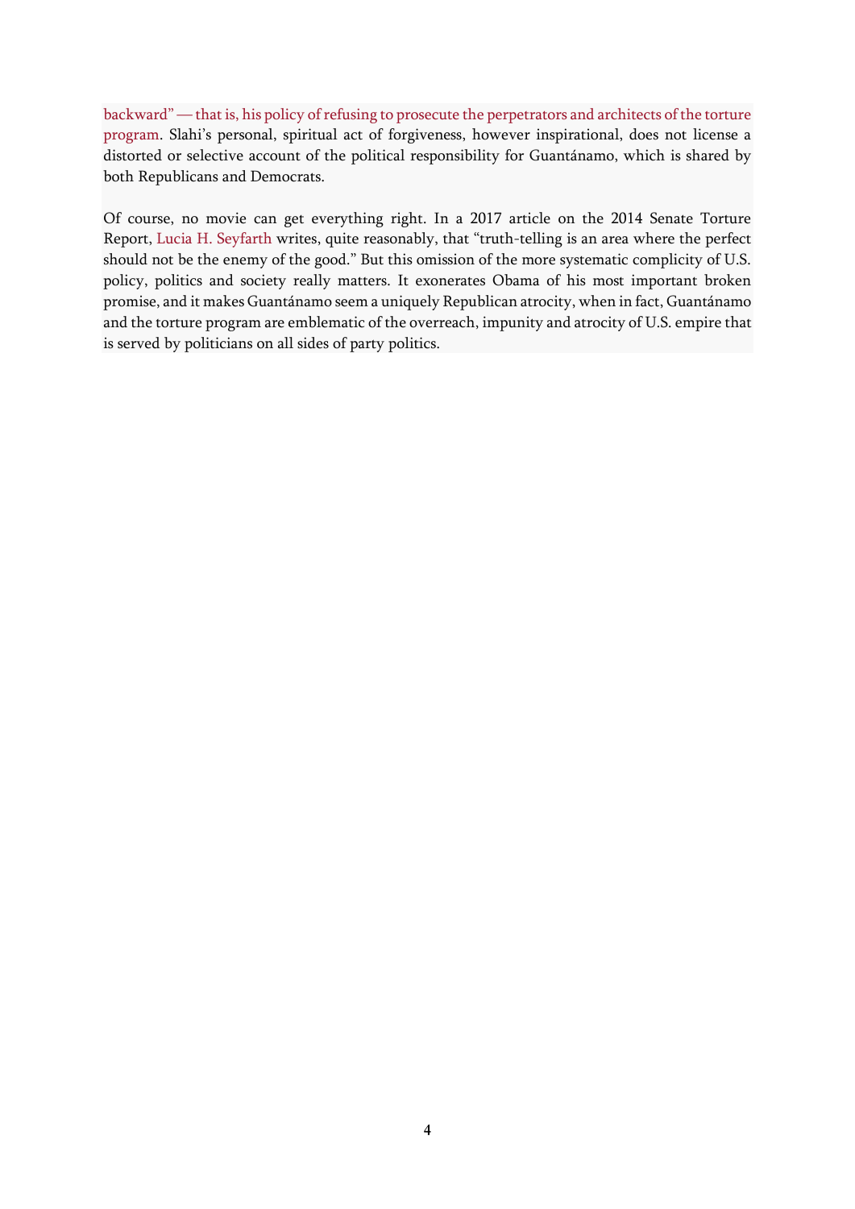backward" — that is, his policy of refusing to prosecute the perpetrators and architects of the torture program. Slahi's personal, spiritual act of forgiveness, however inspirational, does not license a distorted or selective account of the political responsibility for Guantánamo, which is shared by both Republicans and Democrats.

Of course, no movie can get everything right. In a 2017 article on the 2014 Senate Torture Report, Lucia H. Seyfarth writes, quite reasonably, that "truth-telling is an area where the perfect should not be the enemy of the good." But this omission of the more systematic complicity of U.S. policy, politics and society really matters. It exonerates Obama of his most important broken promise, and it makes Guantánamo seem a uniquely Republican atrocity, when in fact, Guantánamo and the torture program are emblematic of the overreach, impunity and atrocity of U.S. empire that is served by politicians on all sides of party politics.